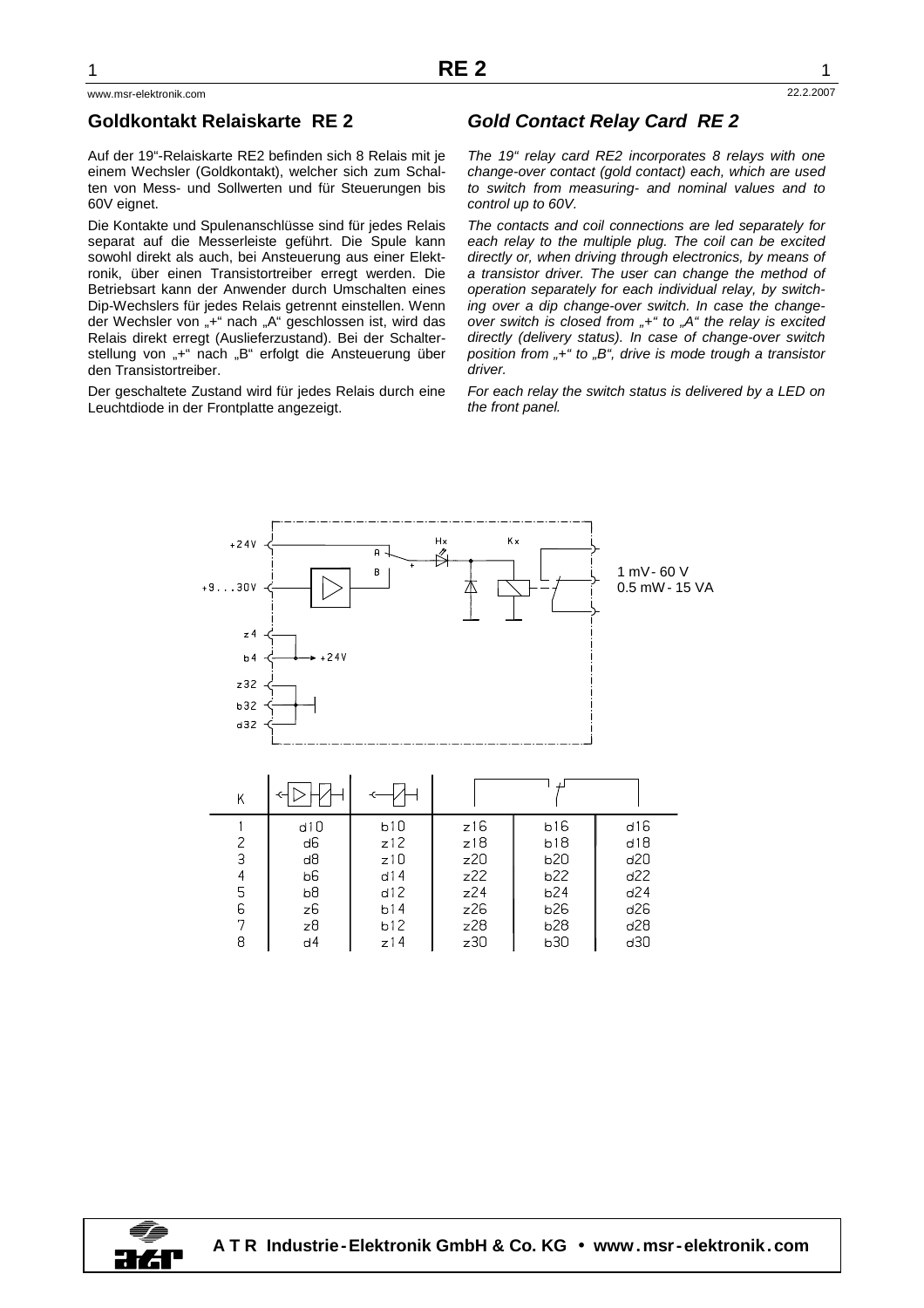## Goldkontakt Relaiskarte RE 2

Auf der 19"-Relaiskarte RE2 befinden sich 8 Relais mit je einem Wechsler (Goldkontakt), welcher sich zum Schalten von Mess- und Sollwerten und für Steuerungen bis 60V eignet.

Die Kontakte und Spulenanschlüsse sind für jedes Relais separat auf die Messerleiste geführt. Die Spule kann sowohl direkt als auch, bei Ansteuerung aus einer Elektronik, über einen Transistortreiber erregt werden. Die Betriebsart kann der Anwender durch Umschalten eines Dip-Wechslers für jedes Relais getrennt einstellen. Wenn der Wechsler von „+" nach „A" geschlossen ist, wird das Relais direkt erregt (Auslieferzustand). Bei der Schalterstellung von „+" nach „B" erfolgt die Ansteuerung über den Transistortreiber.

Der geschaltete Zustand wird für jedes Relais durch eine Leuchtdiode in der Frontplatte angezeigt.

## *Gold Contact Relay Card RE 2*

*The 19" relay card RE2 incorporates 8 relays with one change-over contact (gold contact) each, which are used to switch from measuring- and nominal values and to control up to 60V.*

*The contacts and coil connections are led separately for each relay to the multiple plug. The coil can be excited directly or, when driving through electronics, by means of a transistor driver. The user can change the method of operation separately for each individual relay, by switching over a dip change-over switch. In case the change-over switch is closed from „+" to „A" the relay is excited directly (delivery status). In case of change-over switch position from „+" to „B", drive is mode trough a transistor driver.*

*For each relay the switch status is delivered by a LED on the front panel.*

+24V, +9...30V, z4, b4 → +24V, z32, b32, d32 — A, B, +, Hx, Kx

1 mV - 60 V
0.5 mW - 15 VA

| K | Transistor driver | Direct | Contact | | |
|---|---|---|---|---|---|
| 1 | d10 | b10 | z16 | b16 | d16 |
| 2 | d6 | z12 | z18 | b18 | d18 |
| 3 | d8 | z10 | z20 | b20 | d20 |
| 4 | b6 | d14 | z22 | b22 | d22 |
| 5 | b8 | d12 | z24 | b24 | d24 |
| 6 | z6 | b14 | z26 | b26 | d26 |
| 7 | z8 | b12 | z28 | b28 | d28 |
| 8 | d4 | z14 | z30 | b30 | d30 |

**A T R Industrie-Elektronik GmbH & Co. KG • www.msr-elektronik.com**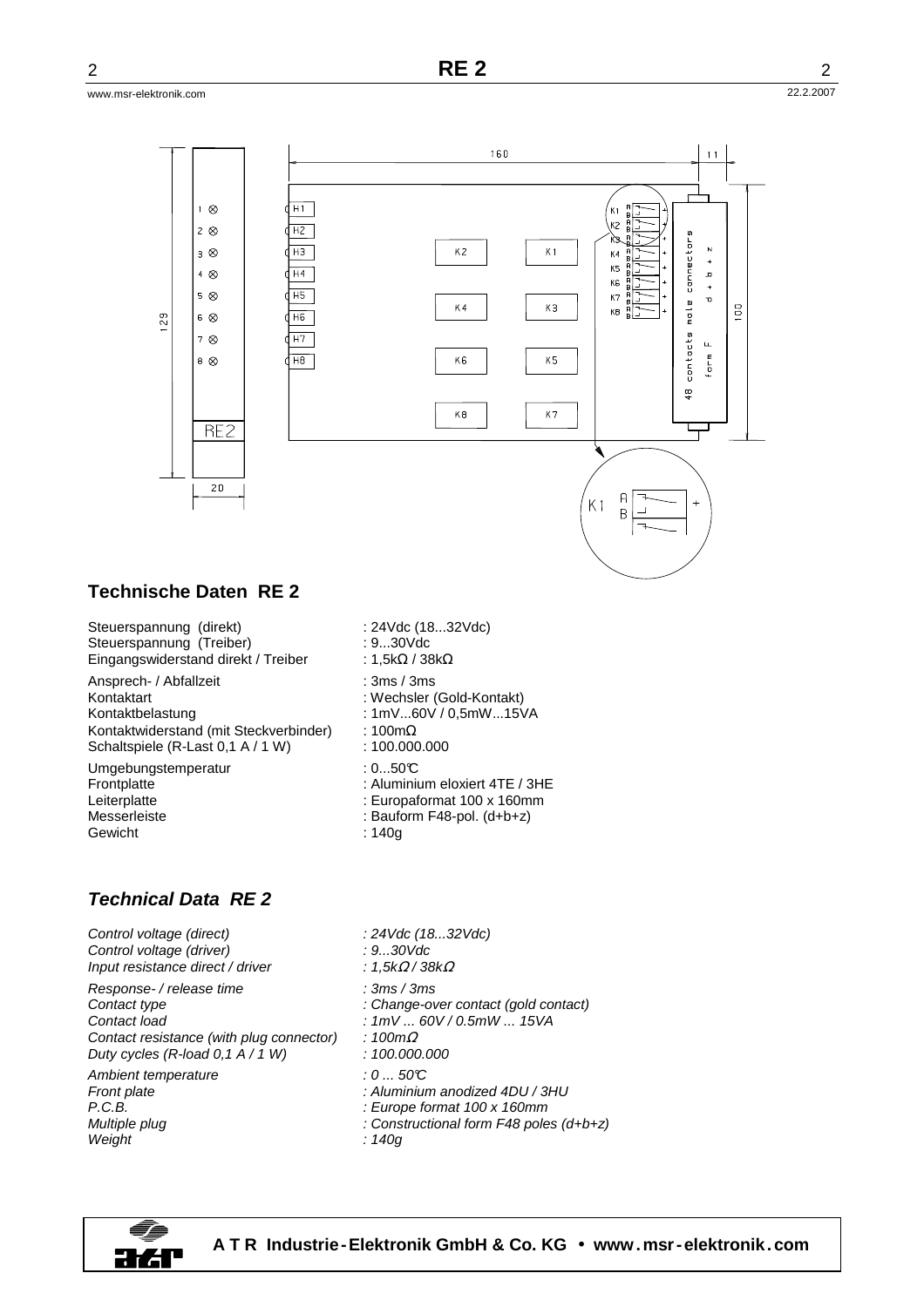160

11

1 ⊗
2 ⊗
3 ⊗
4 ⊗
5 ⊗
6 ⊗
7 ⊗
8 ⊗

129

RE2

20

H1
H2
H3
H4
H5
H6
H7
H8

K2 K1
K4 K3
K6 K5
K8 K7

K1 K2 K3 K4 K5 K6 K7 K8

A B

48 contacts male connectors form F d + b + z

100

K1 A B +

## Technische Daten RE 2

| | |
|---|---|
| Steuerspannung (direkt) | : 24Vdc (18...32Vdc) |
| Steuerspannung (Treiber) | : 9...30Vdc |
| Eingangswiderstand direkt / Treiber | : 1,5kΩ / 38kΩ |
| Ansprech- / Abfallzeit | : 3ms / 3ms |
| Kontaktart | : Wechsler (Gold-Kontakt) |
| Kontaktbelastung | : 1mV...60V / 0,5mW...15VA |
| Kontaktwiderstand (mit Steckverbinder) | : 100mΩ |
| Schaltspiele (R-Last 0,1 A / 1 W) | : 100.000.000 |
| Umgebungstemperatur | : 0...50℃ |
| Frontplatte | : Aluminium eloxiert 4TE / 3HE |
| Leiterplatte | : Europaformat 100 x 160mm |
| Messerleiste | : Bauform F48-pol. (d+b+z) |
| Gewicht | : 140g |

## *Technical Data RE 2*

| | |
|---|---|
| *Control voltage (direct)* | *: 24Vdc (18...32Vdc)* |
| *Control voltage (driver)* | *: 9...30Vdc* |
| *Input resistance direct / driver* | *: 1,5kΩ / 38kΩ* |
| *Response- / release time* | *: 3ms / 3ms* |
| *Contact type* | *: Change-over contact (gold contact)* |
| *Contact load* | *: 1mV ... 60V / 0.5mW ... 15VA* |
| *Contact resistance (with plug connector)* | *: 100mΩ* |
| *Duty cycles (R-load 0,1 A / 1 W)* | *: 100.000.000* |
| *Ambient temperature* | *: 0 ... 50℃* |
| *Front plate* | *: Aluminium anodized 4DU / 3HU* |
| *P.C.B.* | *: Europe format 100 x 160mm* |
| *Multiple plug* | *: Constructional form F48 poles (d+b+z)* |
| *Weight* | *: 140g* |

**A T R Industrie-Elektronik GmbH & Co. KG • www.msr-elektronik.com**